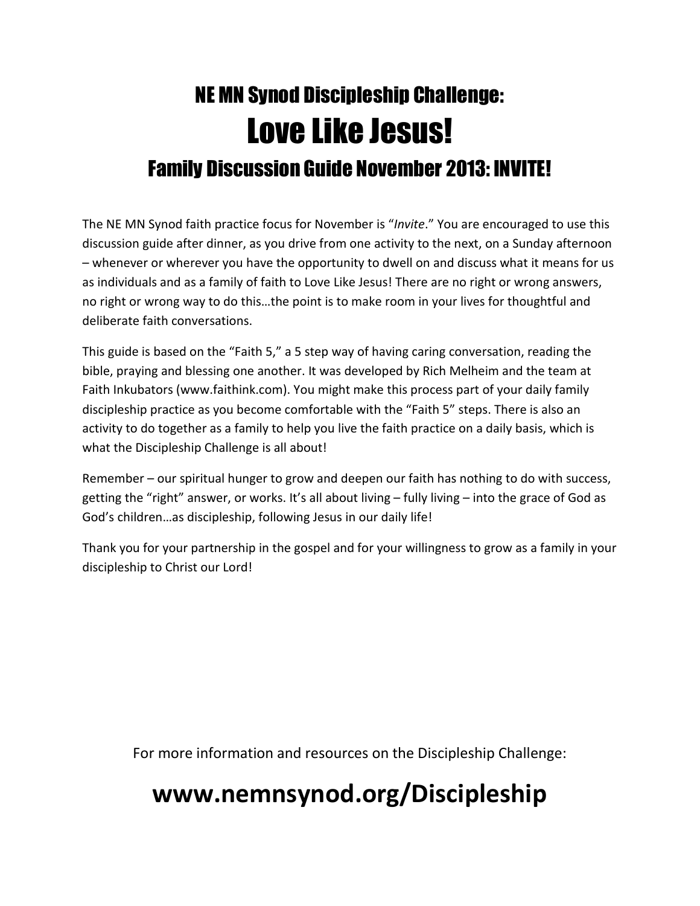# NE MN Synod Discipleship Challenge:

# Love Like Jesus!

## Family Discussion Guide November 2013: INVITE!

The NE MN Synod faith practice focus for November is "*Invite*." You are encouraged to use this discussion guide after dinner, as you drive from one activity to the next, on a Sunday afternoon – whenever or wherever you have the opportunity to dwell on and discuss what it means for us as individuals and as a family of faith to Love Like Jesus! There are no right or wrong answers, no right or wrong way to do this…the point is to make room in your lives for thoughtful and deliberate faith conversations.

This guide is based on the "Faith 5," a 5 step way of having caring conversation, reading the bible, praying and blessing one another. It was developed by Rich Melheim and the team at Faith Inkubators (www.faithink.com). You might make this process part of your daily family discipleship practice as you become comfortable with the "Faith 5" steps. There is also an activity to do together as a family to help you live the faith practice on a daily basis, which is what the Discipleship Challenge is all about!

Remember – our spiritual hunger to grow and deepen our faith has nothing to do with success, getting the "right" answer, or works. It's all about living – fully living – into the grace of God as God's children…as discipleship, following Jesus in our daily life!

Thank you for your partnership in the gospel and for your willingness to grow as a family in your discipleship to Christ our Lord!

For more information and resources on the Discipleship Challenge:

**www.nemnsynod.org/Discipleship**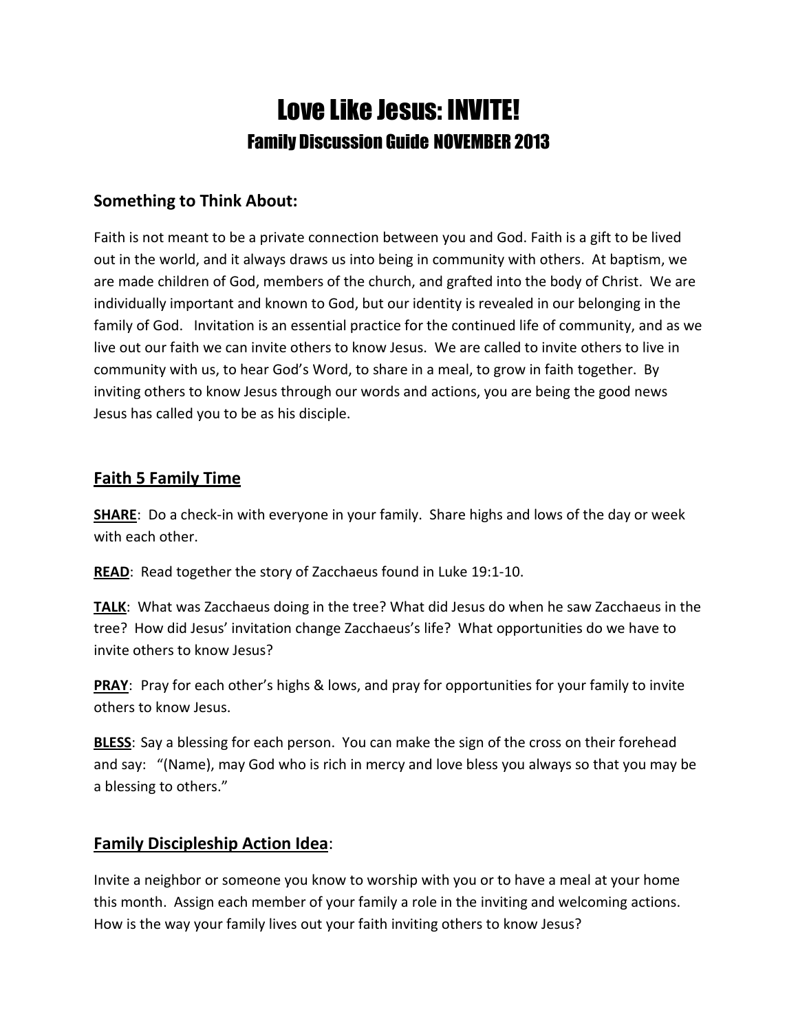# Love Like Jesus: INVITE!

## Family Discussion Guide NOVEMBER 2013

### Something to Think About:

Faith is not meant to be a private connection between you and God. Faith is a gift to be lived out in the world, and it always draws us into being in community with others. At baptism, we are made children of God, members of the church, and grafted into the body of Christ. We are individually important and known to God, but our identity is revealed in our belonging in the family of God. Invitation is an essential practice for the continued life of community, and as we live out our faith we can invite others to know Jesus. We are called to invite others to live in community with us, to hear God's Word, to share in a meal, to grow in faith together. By inviting others to know Jesus through our words and actions, you are being the good news Jesus has called you to be as his disciple.

### Faith 5 Family Time

**SHARE**: Do a check-in with everyone in your family. Share highs and lows of the day or week with each other.

**READ**: Read together the story of Zacchaeus found in Luke 19:1-10.

**TALK**: What was Zacchaeus doing in the tree? What did Jesus do when he saw Zacchaeus in the tree? How did Jesus' invitation change Zacchaeus's life? What opportunities do we have to invite others to know Jesus?

**PRAY**: Pray for each other's highs & lows, and pray for opportunities for your family to invite others to know Jesus.

**BLESS**: Say a blessing for each person. You can make the sign of the cross on their forehead and say: "(Name), may God who is rich in mercy and love bless you always so that you may be a blessing to others."

### Family Discipleship Action Idea:

Invite a neighbor or someone you know to worship with you or to have a meal at your home this month. Assign each member of your family a role in the inviting and welcoming actions. How is the way your family lives out your faith inviting others to know Jesus?